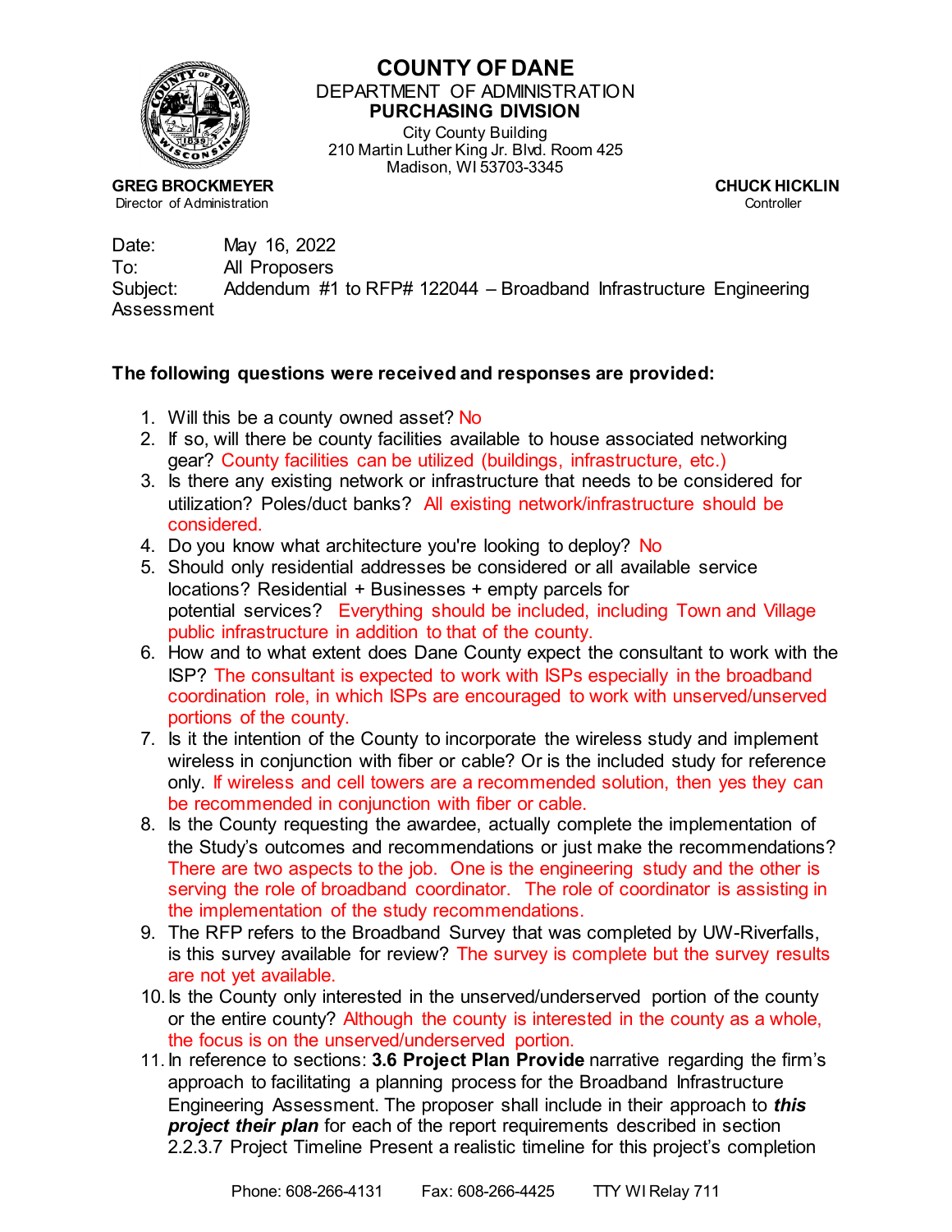# COUNTY OF DANE

## DEPARTMENT OF ADMINISTRATION

### PURCHASING DIVISION

City County Building
210 Martin Luther King Jr. Blvd. Room 425
Madison, WI 53703-3345

**GREG BROCKMEYER**
Director of Administration

**CHUCK HICKLIN**
Controller

Date: May 16, 2022
To: All Proposers
Subject: Addendum #1 to RFP# 122044 – Broadband Infrastructure Engineering Assessment

**The following questions were received and responses are provided:**

1. Will this be a county owned asset? No
2. If so, will there be county facilities available to house associated networking gear? County facilities can be utilized (buildings, infrastructure, etc.)
3. Is there any existing network or infrastructure that needs to be considered for utilization? Poles/duct banks? All existing network/infrastructure should be considered.
4. Do you know what architecture you're looking to deploy? No
5. Should only residential addresses be considered or all available service locations? Residential + Businesses + empty parcels for potential services? Everything should be included, including Town and Village public infrastructure in addition to that of the county.
6. How and to what extent does Dane County expect the consultant to work with the ISP? The consultant is expected to work with ISPs especially in the broadband coordination role, in which ISPs are encouraged to work with unserved/unserved portions of the county.
7. Is it the intention of the County to incorporate the wireless study and implement wireless in conjunction with fiber or cable? Or is the included study for reference only. If wireless and cell towers are a recommended solution, then yes they can be recommended in conjunction with fiber or cable.
8. Is the County requesting the awardee, actually complete the implementation of the Study's outcomes and recommendations or just make the recommendations? There are two aspects to the job. One is the engineering study and the other is serving the role of broadband coordinator. The role of coordinator is assisting in the implementation of the study recommendations.
9. The RFP refers to the Broadband Survey that was completed by UW-Riverfalls, is this survey available for review? The survey is complete but the survey results are not yet available.
10. Is the County only interested in the unserved/underserved portion of the county or the entire county? Although the county is interested in the county as a whole, the focus is on the unserved/underserved portion.
11. In reference to sections: **3.6 Project Plan Provide** narrative regarding the firm's approach to facilitating a planning process for the Broadband Infrastructure Engineering Assessment. The proposer shall include in their approach to ***this project their plan*** for each of the report requirements described in section 2.2.3.7 Project Timeline Present a realistic timeline for this project's completion

Phone: 608-266-4131 Fax: 608-266-4425 TTY WI Relay 711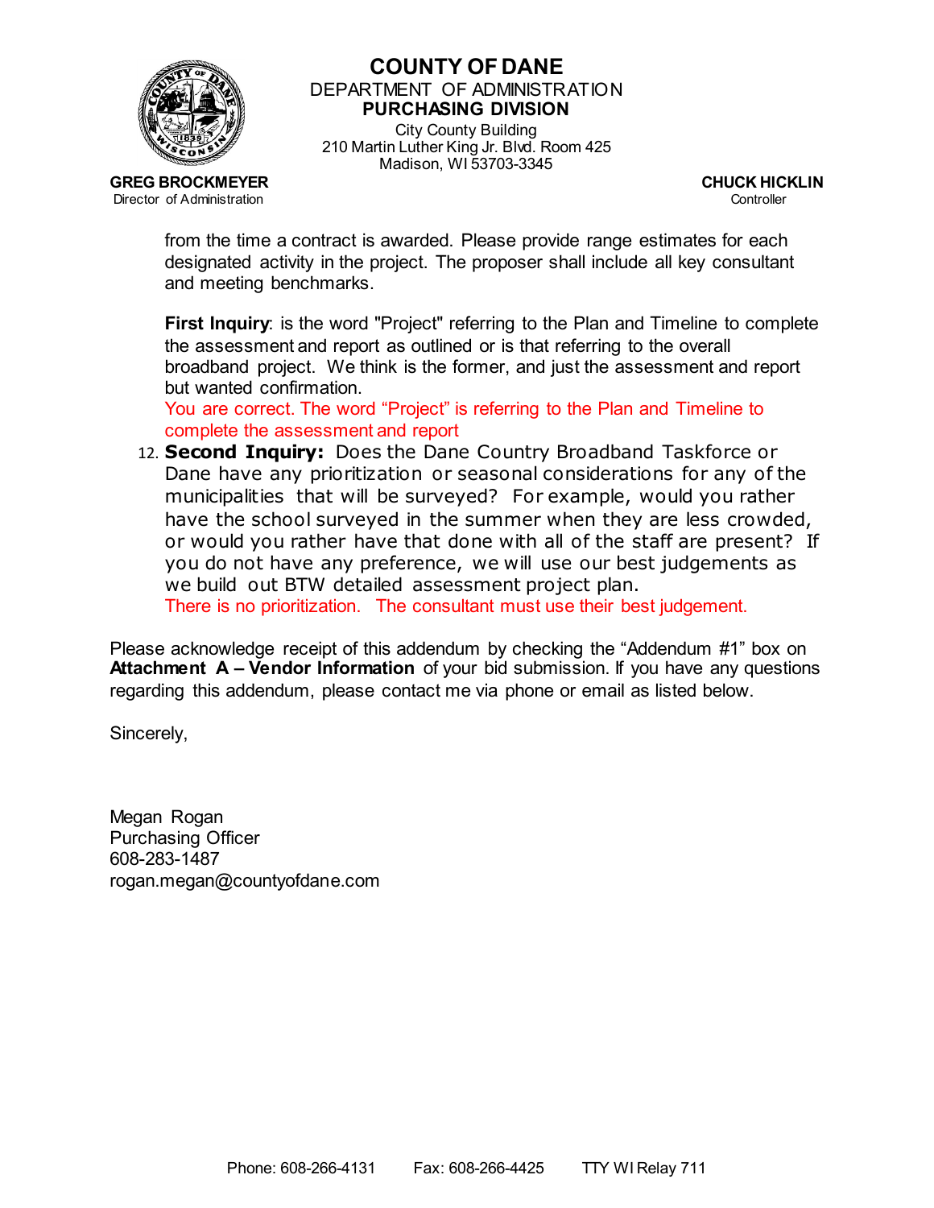**COUNTY OF DANE**
DEPARTMENT OF ADMINISTRATION
**PURCHASING DIVISION**
City County Building
210 Martin Luther King Jr. Blvd. Room 425
Madison, WI 53703-3345

**GREG BROCKMEYER**
Director of Administration

**CHUCK HICKLIN**
Controller

from the time a contract is awarded. Please provide range estimates for each designated activity in the project. The proposer shall include all key consultant and meeting benchmarks.

**First Inquiry**: is the word "Project" referring to the Plan and Timeline to complete the assessment and report as outlined or is that referring to the overall broadband project. We think is the former, and just the assessment and report but wanted confirmation.
You are correct. The word “Project” is referring to the Plan and Timeline to complete the assessment and report

12. **Second Inquiry:** Does the Dane Country Broadband Taskforce or Dane have any prioritization or seasonal considerations for any of the municipalities that will be surveyed? For example, would you rather have the school surveyed in the summer when they are less crowded, or would you rather have that done with all of the staff are present? If you do not have any preference, we will use our best judgements as we build out BTW detailed assessment project plan.
There is no prioritization. The consultant must use their best judgement.

Please acknowledge receipt of this addendum by checking the “Addendum #1” box on **Attachment A – Vendor Information** of your bid submission. If you have any questions regarding this addendum, please contact me via phone or email as listed below.

Sincerely,

Megan Rogan
Purchasing Officer
608-283-1487
rogan.megan@countyofdane.com

Phone: 608-266-4131 Fax: 608-266-4425 TTY WI Relay 711